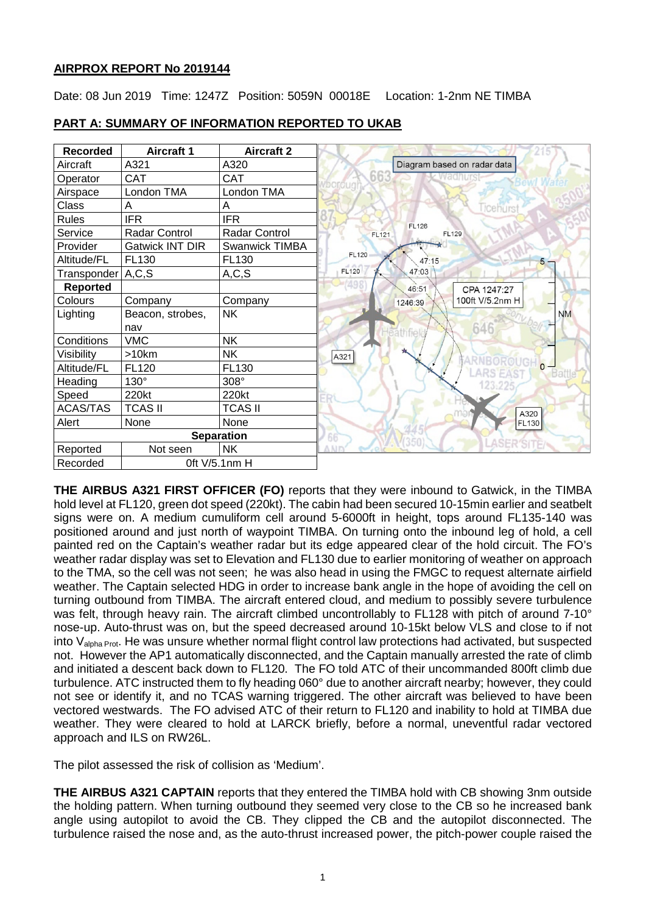## AIRPROX REPORT No 2019144

Date: 08 Jun 2019 Time: 1247Z Position: 5059N 00018E Location: 1-2nm NE TIMBA

### PART A: SUMMARY OF INFORMATION REPORTED TO UKAB

| Recorded | Aircraft 1 | Aircraft 2 |
|---|---|---|
| Aircraft | A321 | A320 |
| Operator | CAT | CAT |
| Airspace | London TMA | London TMA |
| Class | A | A |
| Rules | IFR | IFR |
| Service | Radar Control | Radar Control |
| Provider | Gatwick INT DIR | Swanwick TIMBA |
| Altitude/FL | FL130 | FL130 |
| Transponder | A,C,S | A,C,S |
| **Reported** | | |
| Colours | Company | Company |
| Lighting | Beacon, strobes, nav | NK |
| Conditions | VMC | NK |
| Visibility | >10km | NK |
| Altitude/FL | FL120 | FL130 |
| Heading | 130° | 308° |
| Speed | 220kt | 220kt |
| ACAS/TAS | TCAS II | TCAS II |
| Alert | None | None |
| **Separation** | | |
| Reported | Not seen | NK |
| Recorded | 0ft V/5.1nm H | |

Diagram based on radar data

**THE AIRBUS A321 FIRST OFFICER (FO)** reports that they were inbound to Gatwick, in the TIMBA hold level at FL120, green dot speed (220kt). The cabin had been secured 10-15min earlier and seatbelt signs were on. A medium cumuliform cell around 5-6000ft in height, tops around FL135-140 was positioned around and just north of waypoint TIMBA. On turning onto the inbound leg of hold, a cell painted red on the Captain's weather radar but its edge appeared clear of the hold circuit. The FO's weather radar display was set to Elevation and FL130 due to earlier monitoring of weather on approach to the TMA, so the cell was not seen; he was also head in using the FMGC to request alternate airfield weather. The Captain selected HDG in order to increase bank angle in the hope of avoiding the cell on turning outbound from TIMBA. The aircraft entered cloud, and medium to possibly severe turbulence was felt, through heavy rain. The aircraft climbed uncontrollably to FL128 with pitch of around 7-10° nose-up. Auto-thrust was on, but the speed decreased around 10-15kt below VLS and close to if not into $V_{alpha\ Prot}$. He was unsure whether normal flight control law protections had activated, but suspected not. However the AP1 automatically disconnected, and the Captain manually arrested the rate of climb and initiated a descent back down to FL120. The FO told ATC of their uncommanded 800ft climb due turbulence. ATC instructed them to fly heading 060° due to another aircraft nearby; however, they could not see or identify it, and no TCAS warning triggered. The other aircraft was believed to have been vectored westwards. The FO advised ATC of their return to FL120 and inability to hold at TIMBA due weather. They were cleared to hold at LARCK briefly, before a normal, uneventful radar vectored approach and ILS on RW26L.

The pilot assessed the risk of collision as 'Medium'.

**THE AIRBUS A321 CAPTAIN** reports that they entered the TIMBA hold with CB showing 3nm outside the holding pattern. When turning outbound they seemed very close to the CB so he increased bank angle using autopilot to avoid the CB. They clipped the CB and the autopilot disconnected. The turbulence raised the nose and, as the auto-thrust increased power, the pitch-power couple raised the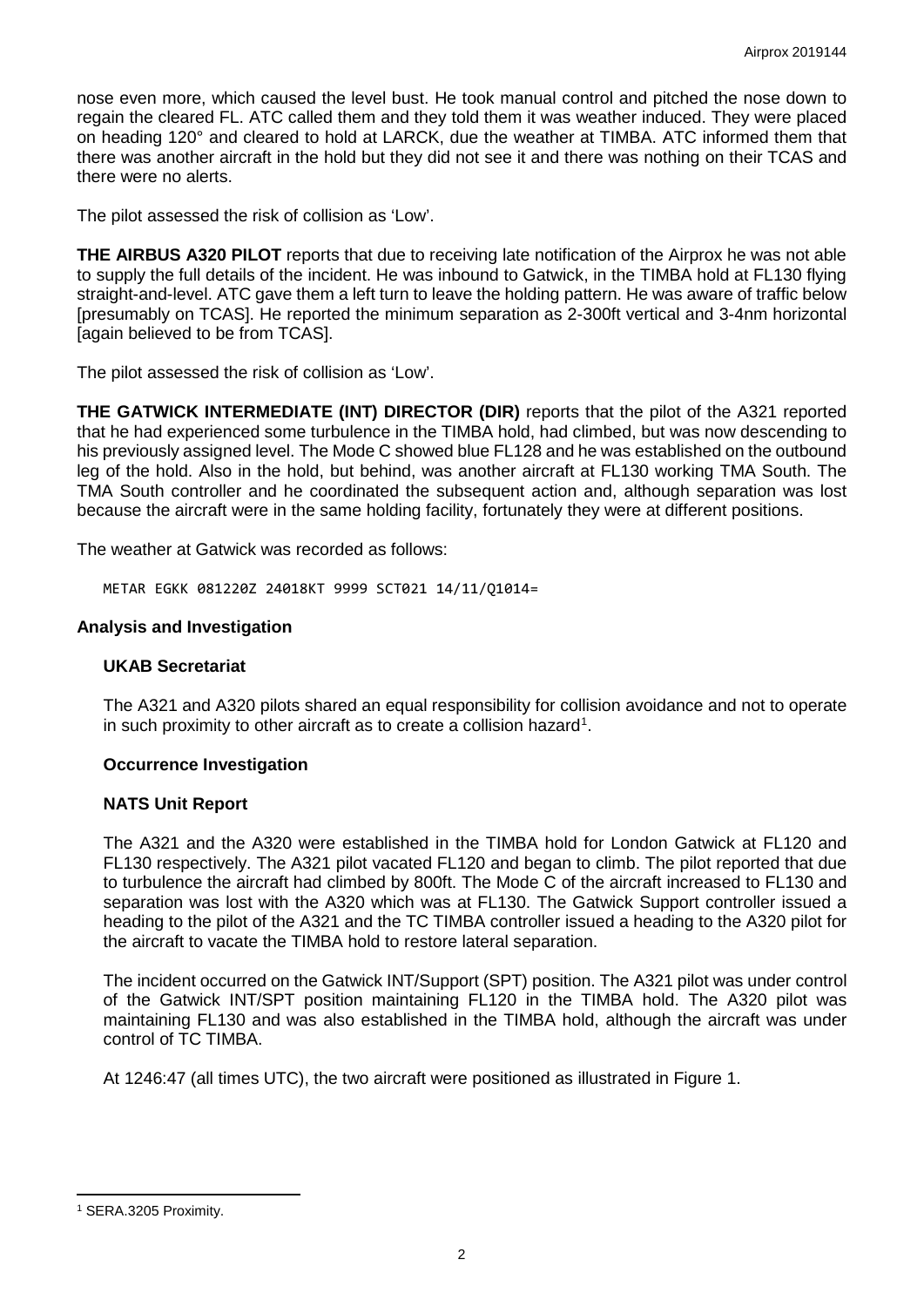nose even more, which caused the level bust. He took manual control and pitched the nose down to regain the cleared FL. ATC called them and they told them it was weather induced. They were placed on heading 120° and cleared to hold at LARCK, due the weather at TIMBA. ATC informed them that there was another aircraft in the hold but they did not see it and there was nothing on their TCAS and there were no alerts.

The pilot assessed the risk of collision as 'Low'.

**THE AIRBUS A320 PILOT** reports that due to receiving late notification of the Airprox he was not able to supply the full details of the incident. He was inbound to Gatwick, in the TIMBA hold at FL130 flying straight-and-level. ATC gave them a left turn to leave the holding pattern. He was aware of traffic below [presumably on TCAS]. He reported the minimum separation as 2-300ft vertical and 3-4nm horizontal [again believed to be from TCAS].

The pilot assessed the risk of collision as 'Low'.

**THE GATWICK INTERMEDIATE (INT) DIRECTOR (DIR)** reports that the pilot of the A321 reported that he had experienced some turbulence in the TIMBA hold, had climbed, but was now descending to his previously assigned level. The Mode C showed blue FL128 and he was established on the outbound leg of the hold. Also in the hold, but behind, was another aircraft at FL130 working TMA South. The TMA South controller and he coordinated the subsequent action and, although separation was lost because the aircraft were in the same holding facility, fortunately they were at different positions.

The weather at Gatwick was recorded as follows:

```
METAR EGKK 081220Z 24018KT 9999 SCT021 14/11/Q1014=
```

## Analysis and Investigation

### UKAB Secretariat

The A321 and A320 pilots shared an equal responsibility for collision avoidance and not to operate in such proximity to other aircraft as to create a collision hazard[1].

### Occurrence Investigation

### NATS Unit Report

The A321 and the A320 were established in the TIMBA hold for London Gatwick at FL120 and FL130 respectively. The A321 pilot vacated FL120 and began to climb. The pilot reported that due to turbulence the aircraft had climbed by 800ft. The Mode C of the aircraft increased to FL130 and separation was lost with the A320 which was at FL130. The Gatwick Support controller issued a heading to the pilot of the A321 and the TC TIMBA controller issued a heading to the A320 pilot for the aircraft to vacate the TIMBA hold to restore lateral separation.

The incident occurred on the Gatwick INT/Support (SPT) position. The A321 pilot was under control of the Gatwick INT/SPT position maintaining FL120 in the TIMBA hold. The A320 pilot was maintaining FL130 and was also established in the TIMBA hold, although the aircraft was under control of TC TIMBA.

At 1246:47 (all times UTC), the two aircraft were positioned as illustrated in Figure 1.

[1] SERA.3205 Proximity.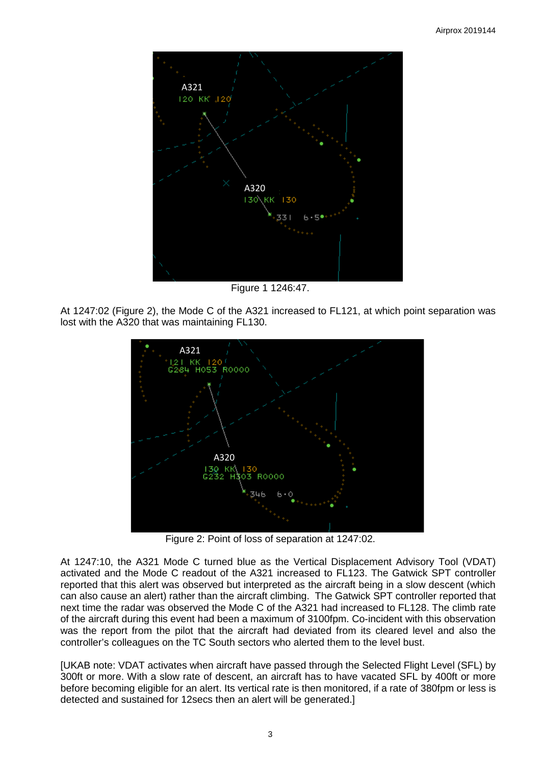Figure 1 1246:47.

At 1247:02 (Figure 2), the Mode C of the A321 increased to FL121, at which point separation was lost with the A320 that was maintaining FL130.

Figure 2: Point of loss of separation at 1247:02.

At 1247:10, the A321 Mode C turned blue as the Vertical Displacement Advisory Tool (VDAT) activated and the Mode C readout of the A321 increased to FL123. The Gatwick SPT controller reported that this alert was observed but interpreted as the aircraft being in a slow descent (which can also cause an alert) rather than the aircraft climbing. The Gatwick SPT controller reported that next time the radar was observed the Mode C of the A321 had increased to FL128. The climb rate of the aircraft during this event had been a maximum of 3100fpm. Co-incident with this observation was the report from the pilot that the aircraft had deviated from its cleared level and also the controller's colleagues on the TC South sectors who alerted them to the level bust.

[UKAB note: VDAT activates when aircraft have passed through the Selected Flight Level (SFL) by 300ft or more. With a slow rate of descent, an aircraft has to have vacated SFL by 400ft or more before becoming eligible for an alert. Its vertical rate is then monitored, if a rate of 380fpm or less is detected and sustained for 12secs then an alert will be generated.]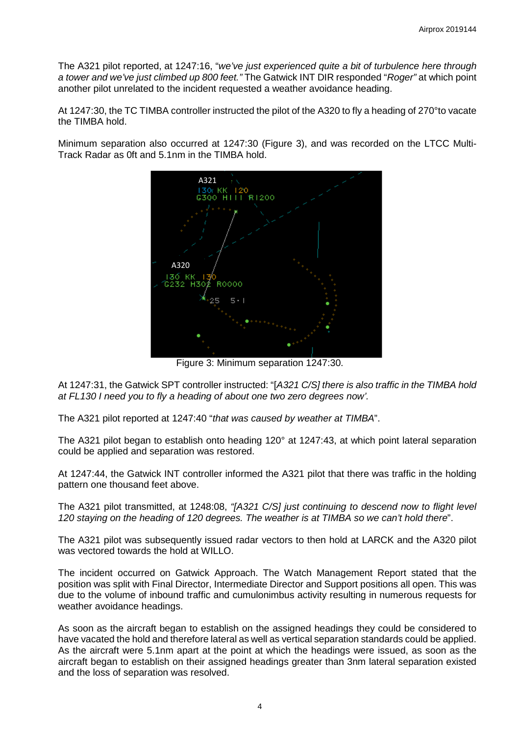The A321 pilot reported, at 1247:16, "*we've just experienced quite a bit of turbulence here through a tower and we've just climbed up 800 feet."* The Gatwick INT DIR responded "*Roger"* at which point another pilot unrelated to the incident requested a weather avoidance heading.

At 1247:30, the TC TIMBA controller instructed the pilot of the A320 to fly a heading of 270°to vacate the TIMBA hold.

Minimum separation also occurred at 1247:30 (Figure 3), and was recorded on the LTCC Multi-Track Radar as 0ft and 5.1nm in the TIMBA hold.

Figure 3: Minimum separation 1247:30.

At 1247:31, the Gatwick SPT controller instructed: "[*A321 C/S] there is also traffic in the TIMBA hold at FL130 I need you to fly a heading of about one two zero degrees now'*.

The A321 pilot reported at 1247:40 "*that was caused by weather at TIMBA*".

The A321 pilot began to establish onto heading 120° at 1247:43, at which point lateral separation could be applied and separation was restored.

At 1247:44, the Gatwick INT controller informed the A321 pilot that there was traffic in the holding pattern one thousand feet above.

The A321 pilot transmitted, at 1248:08, *"[A321 C/S] just continuing to descend now to flight level 120 staying on the heading of 120 degrees. The weather is at TIMBA so we can't hold there*".

The A321 pilot was subsequently issued radar vectors to then hold at LARCK and the A320 pilot was vectored towards the hold at WILLO.

The incident occurred on Gatwick Approach. The Watch Management Report stated that the position was split with Final Director, Intermediate Director and Support positions all open. This was due to the volume of inbound traffic and cumulonimbus activity resulting in numerous requests for weather avoidance headings.

As soon as the aircraft began to establish on the assigned headings they could be considered to have vacated the hold and therefore lateral as well as vertical separation standards could be applied. As the aircraft were 5.1nm apart at the point at which the headings were issued, as soon as the aircraft began to establish on their assigned headings greater than 3nm lateral separation existed and the loss of separation was resolved.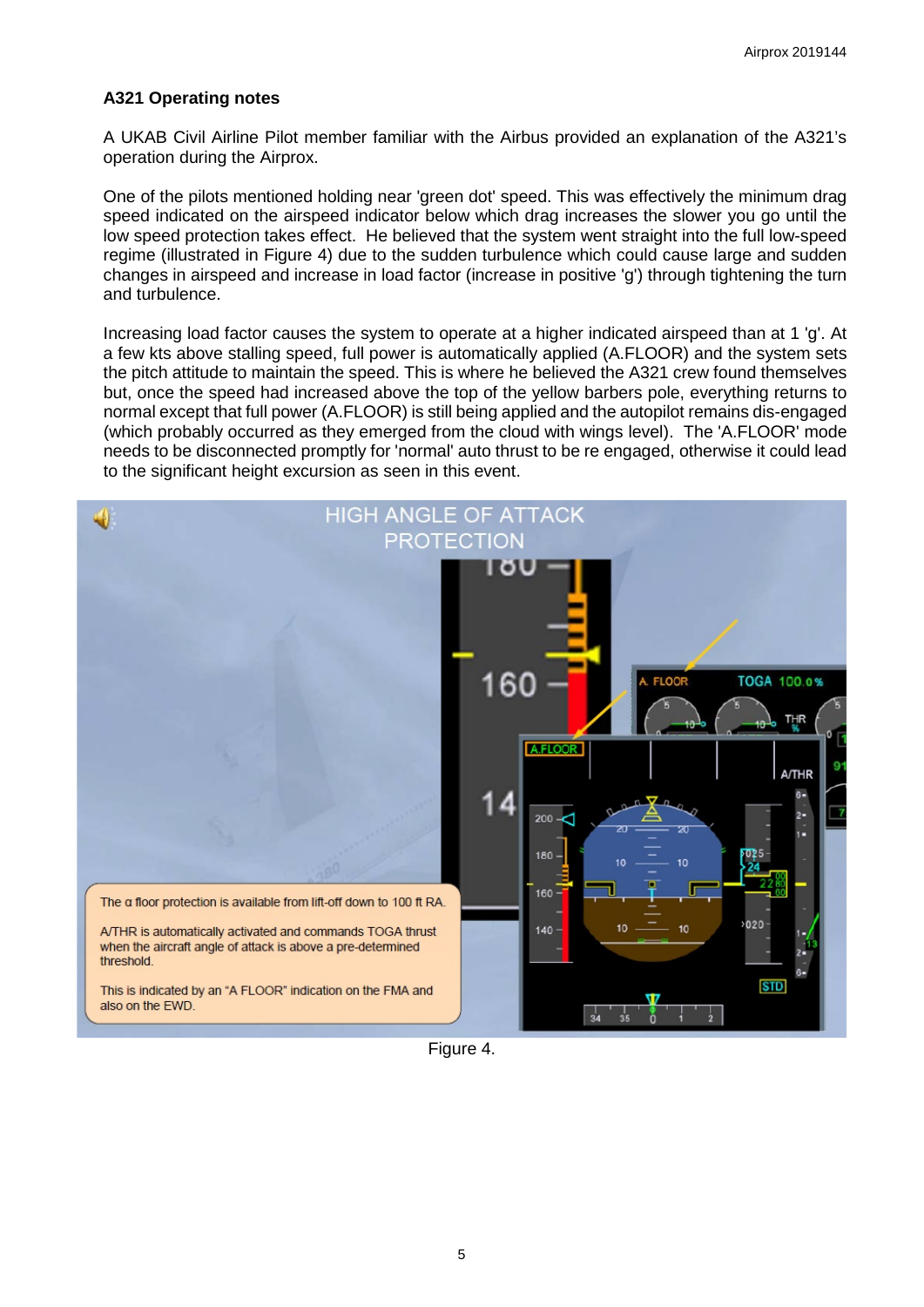### A321 Operating notes

A UKAB Civil Airline Pilot member familiar with the Airbus provided an explanation of the A321's operation during the Airprox.

One of the pilots mentioned holding near 'green dot' speed. This was effectively the minimum drag speed indicated on the airspeed indicator below which drag increases the slower you go until the low speed protection takes effect. He believed that the system went straight into the full low-speed regime (illustrated in Figure 4) due to the sudden turbulence which could cause large and sudden changes in airspeed and increase in load factor (increase in positive 'g') through tightening the turn and turbulence.

Increasing load factor causes the system to operate at a higher indicated airspeed than at 1 'g'. At a few kts above stalling speed, full power is automatically applied (A.FLOOR) and the system sets the pitch attitude to maintain the speed. This is where he believed the A321 crew found themselves but, once the speed had increased above the top of the yellow barbers pole, everything returns to normal except that full power (A.FLOOR) is still being applied and the autopilot remains dis-engaged (which probably occurred as they emerged from the cloud with wings level). The 'A.FLOOR' mode needs to be disconnected promptly for 'normal' auto thrust to be re engaged, otherwise it could lead to the significant height excursion as seen in this event.

Figure 4.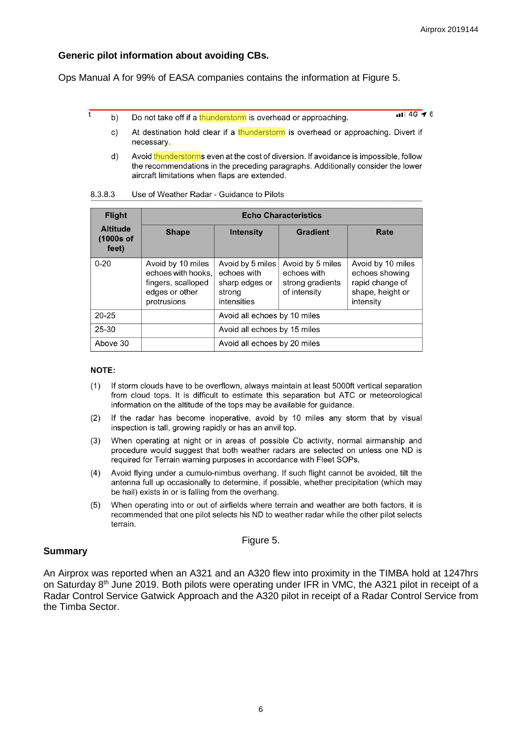**Generic pilot information about avoiding CBs.**

Ops Manual A for 99% of EASA companies contains the information at Figure 5.

b) Do not take off if a thunderstorm is overhead or approaching.

c) At destination hold clear if a thunderstorm is overhead or approaching. Divert if necessary.

d) Avoid thunderstorms even at the cost of diversion. If avoidance is impossible, follow the recommendations in the preceding paragraphs. Additionally consider the lower aircraft limitations when flaps are extended.

8.3.8.3 Use of Weather Radar - Guidance to Pilots

| Flight Altitude (1000s of feet) | Echo Characteristics | | | |
|---|---|---|---|---|
| | Shape | Intensity | Gradient | Rate |
| 0-20 | Avoid by 10 miles echoes with hooks, fingers, scalloped edges or other protrusions | Avoid by 5 miles echoes with sharp edges or strong intensities | Avoid by 5 miles echoes with strong gradients of intensity | Avoid by 10 miles echoes showing rapid change of shape, height or intensity |
| 20-25 | | Avoid all echoes by 10 miles | | |
| 25-30 | | Avoid all echoes by 15 miles | | |
| Above 30 | | Avoid all echoes by 20 miles | | |

**NOTE:**

(1) If storm clouds have to be overflown, always maintain at least 5000ft vertical separation from cloud tops. It is difficult to estimate this separation but ATC or meteorological information on the altitude of the tops may be available for guidance.

(2) If the radar has become inoperative, avoid by 10 miles any storm that by visual inspection is tall, growing rapidly or has an anvil top.

(3) When operating at night or in areas of possible Cb activity, normal airmanship and procedure would suggest that both weather radars are selected on unless one ND is required for Terrain warning purposes in accordance with Fleet SOPs.

(4) Avoid flying under a cumulo-nimbus overhang. If such flight cannot be avoided, tilt the antenna full up occasionally to determine, if possible, whether precipitation (which may be hail) exists in or is falling from the overhang.

(5) When operating into or out of airfields where terrain and weather are both factors, it is recommended that one pilot selects his ND to weather radar while the other pilot selects terrain.

Figure 5.

## Summary

An Airprox was reported when an A321 and an A320 flew into proximity in the TIMBA hold at 1247hrs on Saturday 8th June 2019. Both pilots were operating under IFR in VMC, the A321 pilot in receipt of a Radar Control Service Gatwick Approach and the A320 pilot in receipt of a Radar Control Service from the Timba Sector.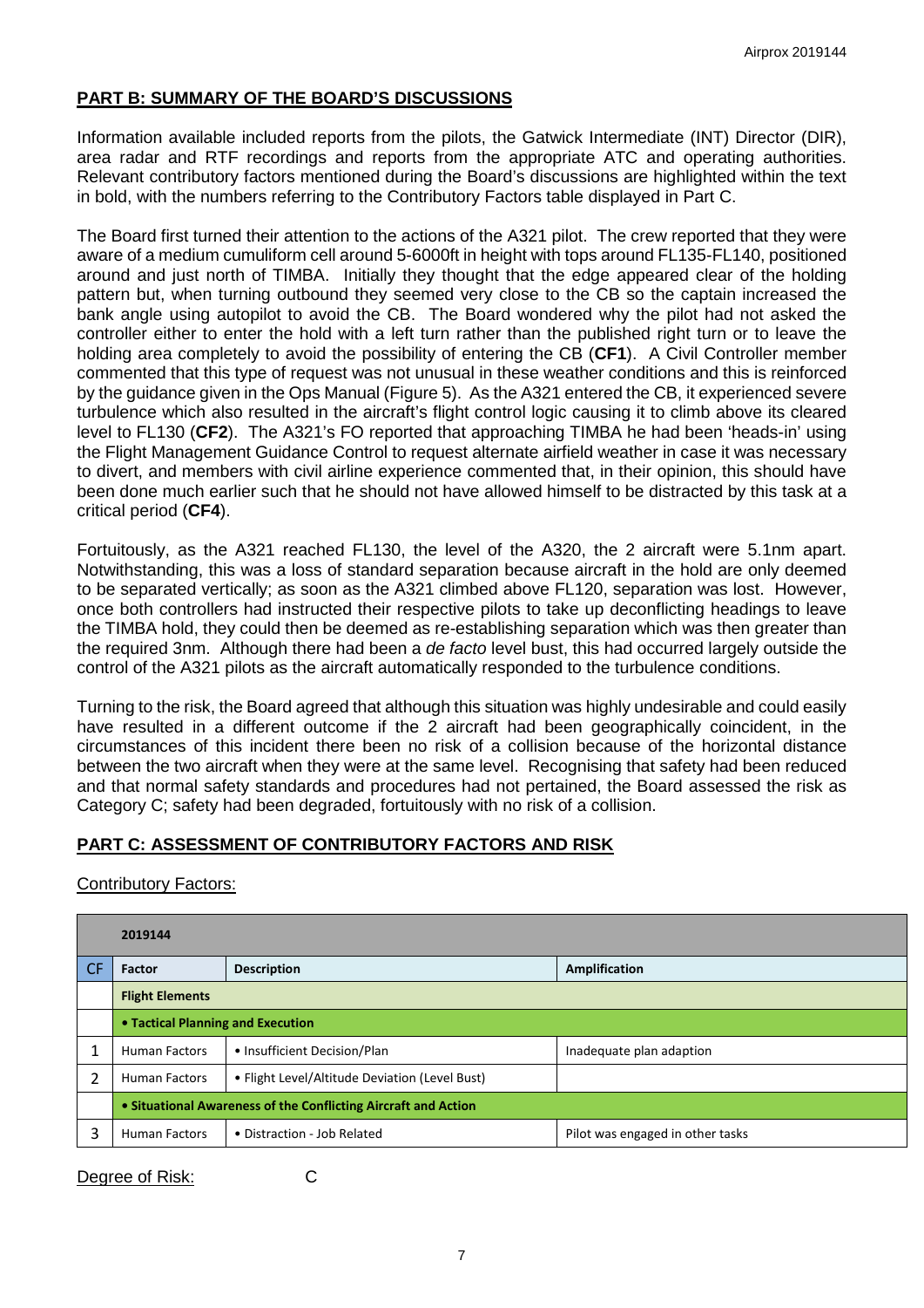## PART B: SUMMARY OF THE BOARD'S DISCUSSIONS

Information available included reports from the pilots, the Gatwick Intermediate (INT) Director (DIR), area radar and RTF recordings and reports from the appropriate ATC and operating authorities. Relevant contributory factors mentioned during the Board's discussions are highlighted within the text in bold, with the numbers referring to the Contributory Factors table displayed in Part C.

The Board first turned their attention to the actions of the A321 pilot. The crew reported that they were aware of a medium cumuliform cell around 5-6000ft in height with tops around FL135-FL140, positioned around and just north of TIMBA. Initially they thought that the edge appeared clear of the holding pattern but, when turning outbound they seemed very close to the CB so the captain increased the bank angle using autopilot to avoid the CB. The Board wondered why the pilot had not asked the controller either to enter the hold with a left turn rather than the published right turn or to leave the holding area completely to avoid the possibility of entering the CB (**CF1**). A Civil Controller member commented that this type of request was not unusual in these weather conditions and this is reinforced by the guidance given in the Ops Manual (Figure 5). As the A321 entered the CB, it experienced severe turbulence which also resulted in the aircraft's flight control logic causing it to climb above its cleared level to FL130 (**CF2**). The A321's FO reported that approaching TIMBA he had been 'heads-in' using the Flight Management Guidance Control to request alternate airfield weather in case it was necessary to divert, and members with civil airline experience commented that, in their opinion, this should have been done much earlier such that he should not have allowed himself to be distracted by this task at a critical period (**CF4**).

Fortuitously, as the A321 reached FL130, the level of the A320, the 2 aircraft were 5.1nm apart. Notwithstanding, this was a loss of standard separation because aircraft in the hold are only deemed to be separated vertically; as soon as the A321 climbed above FL120, separation was lost. However, once both controllers had instructed their respective pilots to take up deconflicting headings to leave the TIMBA hold, they could then be deemed as re-establishing separation which was then greater than the required 3nm. Although there had been a *de facto* level bust, this had occurred largely outside the control of the A321 pilots as the aircraft automatically responded to the turbulence conditions.

Turning to the risk, the Board agreed that although this situation was highly undesirable and could easily have resulted in a different outcome if the 2 aircraft had been geographically coincident, in the circumstances of this incident there been no risk of a collision because of the horizontal distance between the two aircraft when they were at the same level. Recognising that safety had been reduced and that normal safety standards and procedures had not pertained, the Board assessed the risk as Category C; safety had been degraded, fortuitously with no risk of a collision.

## PART C: ASSESSMENT OF CONTRIBUTORY FACTORS AND RISK

Contributory Factors:

| | 2019144 | | |
|---|---|---|---|
| CF | Factor | Description | Amplification |
| | **Flight Elements** | | |
| | **• Tactical Planning and Execution** | | |
| 1 | Human Factors | • Insufficient Decision/Plan | Inadequate plan adaption |
| 2 | Human Factors | • Flight Level/Altitude Deviation (Level Bust) | |
| | **• Situational Awareness of the Conflicting Aircraft and Action** | | |
| 3 | Human Factors | • Distraction - Job Related | Pilot was engaged in other tasks |

Degree of Risk: C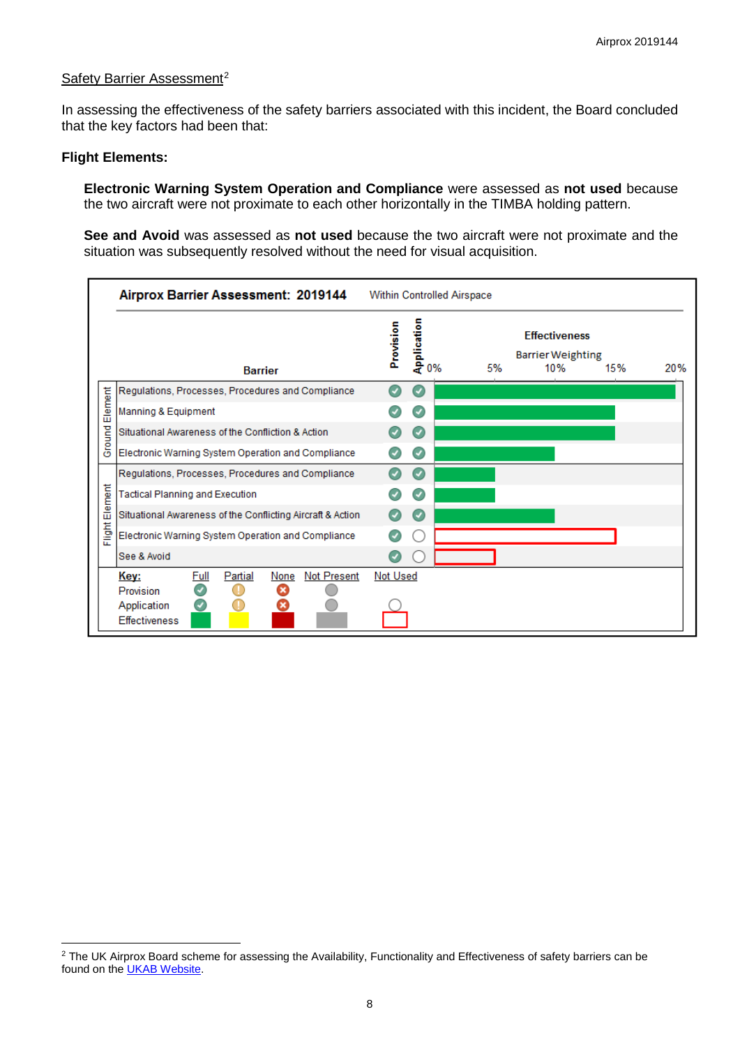## Safety Barrier Assessment[2]

In assessing the effectiveness of the safety barriers associated with this incident, the Board concluded that the key factors had been that:

**Flight Elements:**

**Electronic Warning System Operation and Compliance** were assessed as **not used** because the two aircraft were not proximate to each other horizontally in the TIMBA holding pattern.

**See and Avoid** was assessed as **not used** because the two aircraft were not proximate and the situation was subsequently resolved without the need for visual acquisition.

**Airprox Barrier Assessment: 2019144** Within Controlled Airspace

Barrier

Provision

Application

Effectiveness

Barrier Weighting

0% 5% 10% 15% 20%

Ground Element

Regulations, Processes, Procedures and Compliance

Manning & Equipment

Situational Awareness of the Confliction & Action

Electronic Warning System Operation and Compliance

Flight Element

Regulations, Processes, Procedures and Compliance

Tactical Planning and Execution

Situational Awareness of the Conflicting Aircraft & Action

Electronic Warning System Operation and Compliance

See & Avoid

Key: Full Partial None Not Present Not Used

Provision

Application

Effectiveness

[2] The UK Airprox Board scheme for assessing the Availability, Functionality and Effectiveness of safety barriers can be found on the UKAB Website.